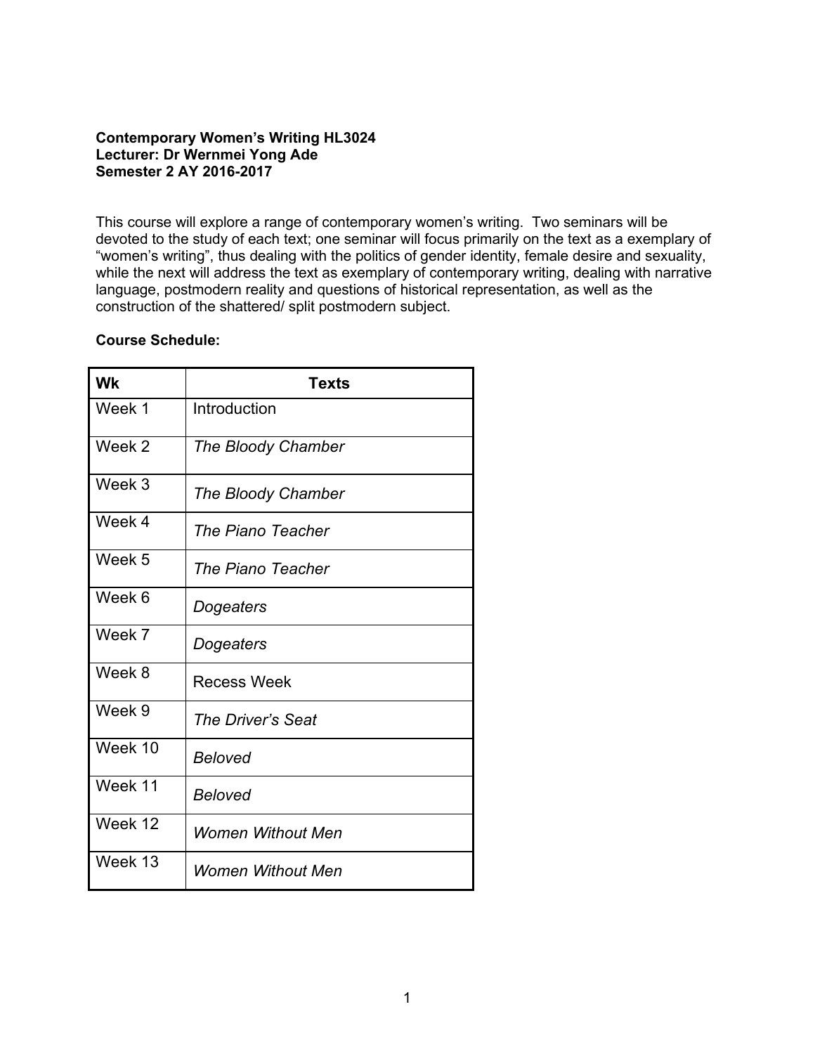**Contemporary Women's Writing HL3024**
**Lecturer: Dr Wernmei Yong Ade**
**Semester 2 AY 2016-2017**

This course will explore a range of contemporary women's writing. Two seminars will be devoted to the study of each text; one seminar will focus primarily on the text as a exemplary of "women's writing", thus dealing with the politics of gender identity, female desire and sexuality, while the next will address the text as exemplary of contemporary writing, dealing with narrative language, postmodern reality and questions of historical representation, as well as the construction of the shattered/ split postmodern subject.

**Course Schedule:**

| Wk | Texts |
|---|---|
| Week 1 | Introduction |
| Week 2 | *The Bloody Chamber* |
| Week 3 | *The Bloody Chamber* |
| Week 4 | *The Piano Teacher* |
| Week 5 | *The Piano Teacher* |
| Week 6 | *Dogeaters* |
| Week 7 | *Dogeaters* |
| Week 8 | Recess Week |
| Week 9 | *The Driver's Seat* |
| Week 10 | *Beloved* |
| Week 11 | *Beloved* |
| Week 12 | *Women Without Men* |
| Week 13 | *Women Without Men* |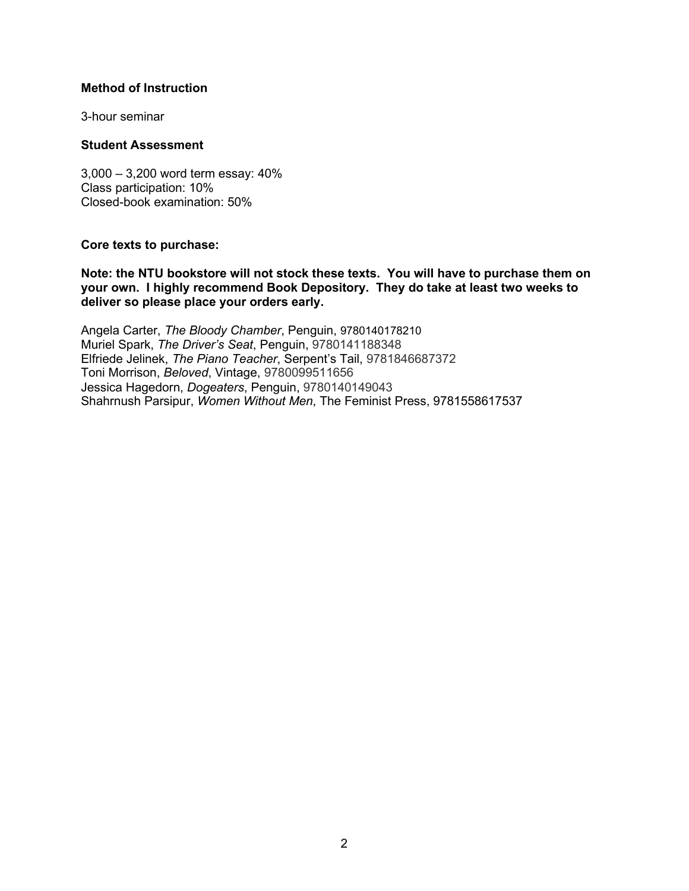**Method of Instruction**

3-hour seminar

**Student Assessment**

3,000 – 3,200 word term essay: 40%
Class participation: 10%
Closed-book examination: 50%

**Core texts to purchase:**

**Note: the NTU bookstore will not stock these texts. You will have to purchase them on your own. I highly recommend Book Depository. They do take at least two weeks to deliver so please place your orders early.**

Angela Carter, *The Bloody Chamber*, Penguin, 9780140178210
Muriel Spark, *The Driver's Seat*, Penguin, 9780141188348
Elfriede Jelinek, *The Piano Teacher*, Serpent's Tail, 9781846687372
Toni Morrison, *Beloved*, Vintage, 9780099511656
Jessica Hagedorn, *Dogeaters*, Penguin, 9780140149043
Shahrnush Parsipur, *Women Without Men*, The Feminist Press, 9781558617537